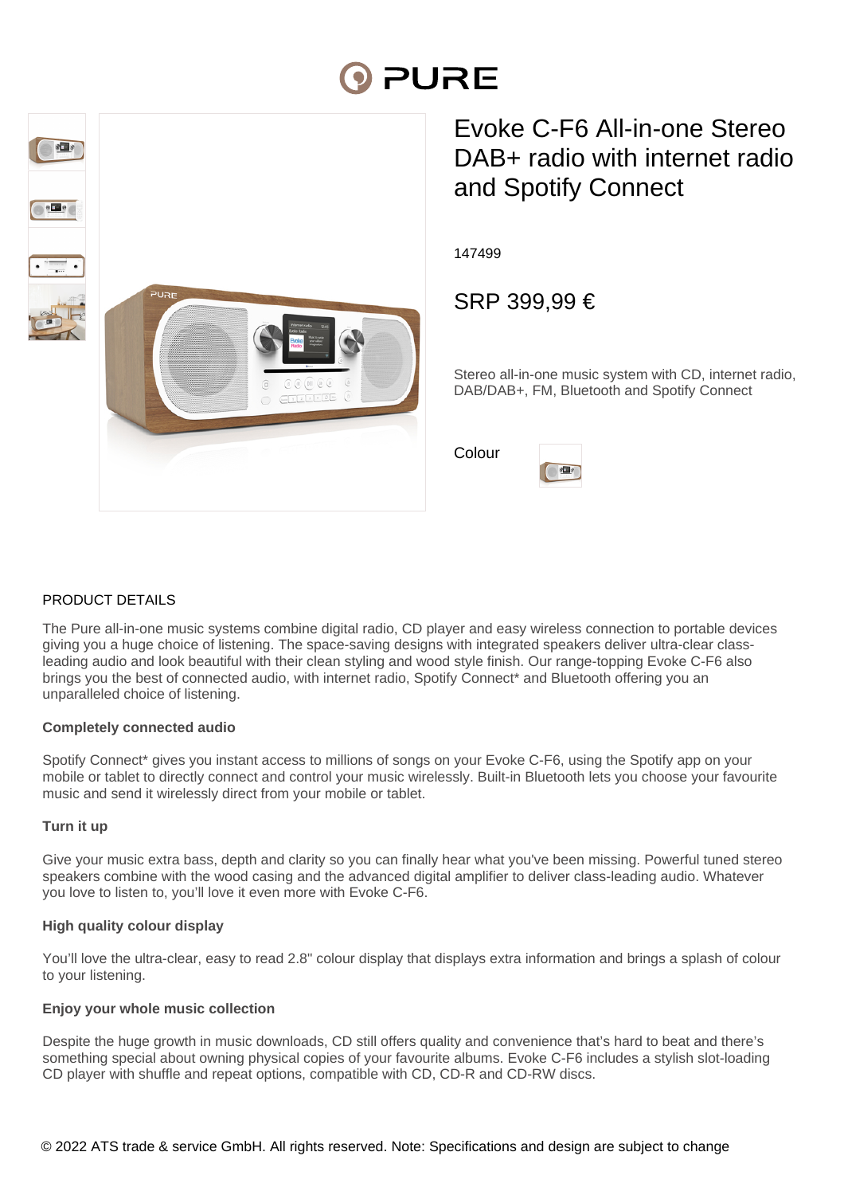# Evoke C-F6 All-in-one Stereo DAB+ radio with internet radio and Spotify Connect

147499

## SRP 399,99 €

Stereo all-in-one music system with CD, internet radio, DAB/DAB+, FM, Bluetooth and Spotify Connect

Colour

## PRODUCT DETAILS

The Pure all-in-one music systems combine digital radio, CD player and easy wireless connection to portable devices giving you a huge choice of listening. The space-saving designs with integrated speakers deliver ultra-clear class-leading audio and look beautiful with their clean styling and wood style finish. Our range-topping Evoke C-F6 also brings you the best of connected audio, with internet radio, Spotify Connect* and Bluetooth offering you an unparalleled choice of listening.

**Completely connected audio**

Spotify Connect* gives you instant access to millions of songs on your Evoke C-F6, using the Spotify app on your mobile or tablet to directly connect and control your music wirelessly. Built-in Bluetooth lets you choose your favourite music and send it wirelessly direct from your mobile or tablet.

**Turn it up**

Give your music extra bass, depth and clarity so you can finally hear what you've been missing. Powerful tuned stereo speakers combine with the wood casing and the advanced digital amplifier to deliver class-leading audio. Whatever you love to listen to, you'll love it even more with Evoke C-F6.

**High quality colour display**

You'll love the ultra-clear, easy to read 2.8" colour display that displays extra information and brings a splash of colour to your listening.

**Enjoy your whole music collection**

Despite the huge growth in music downloads, CD still offers quality and convenience that's hard to beat and there's something special about owning physical copies of your favourite albums. Evoke C-F6 includes a stylish slot-loading CD player with shuffle and repeat options, compatible with CD, CD-R and CD-RW discs.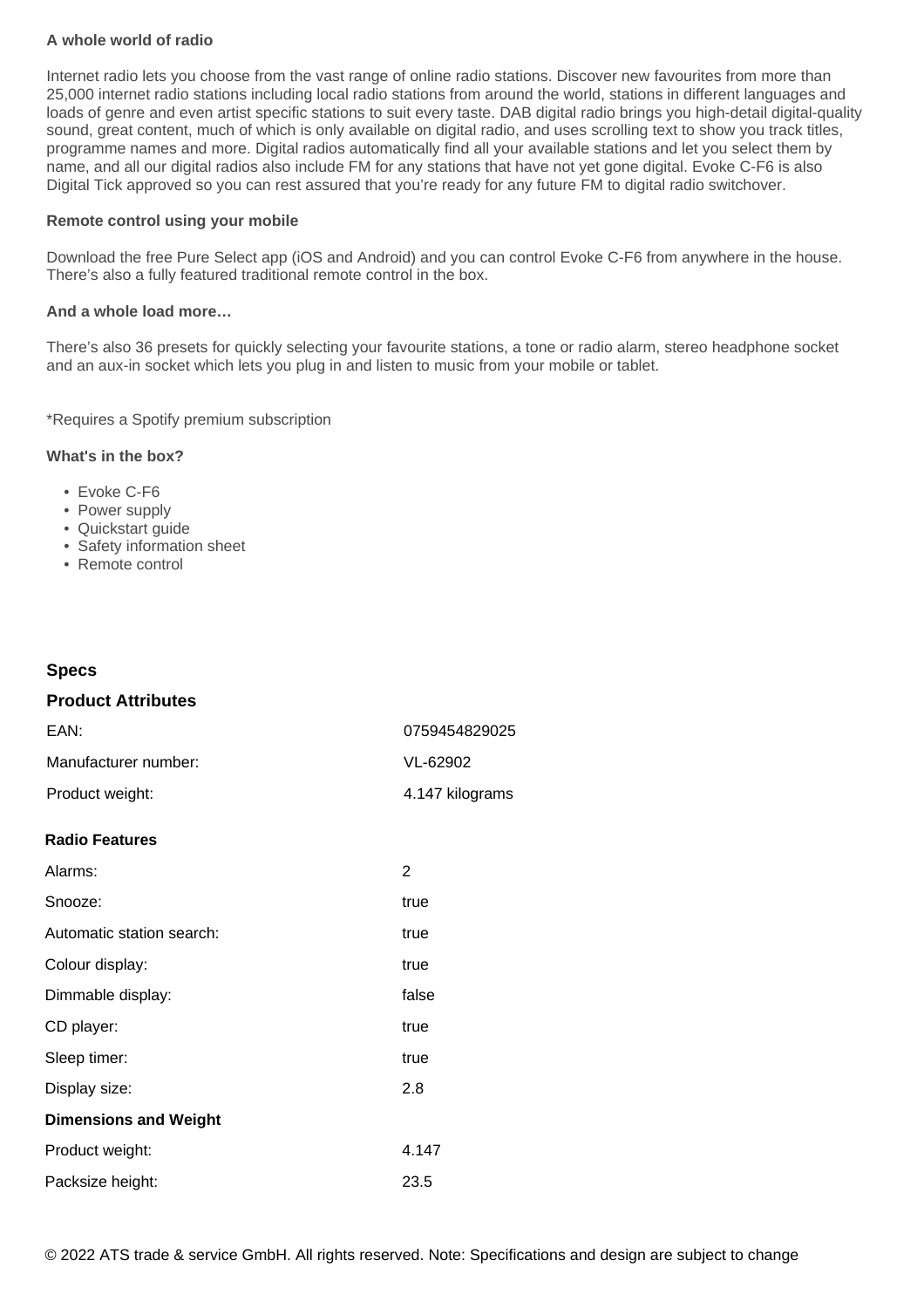**A whole world of radio**

Internet radio lets you choose from the vast range of online radio stations. Discover new favourites from more than 25,000 internet radio stations including local radio stations from around the world, stations in different languages and loads of genre and even artist specific stations to suit every taste. DAB digital radio brings you high-detail digital-quality sound, great content, much of which is only available on digital radio, and uses scrolling text to show you track titles, programme names and more. Digital radios automatically find all your available stations and let you select them by name, and all our digital radios also include FM for any stations that have not yet gone digital. Evoke C-F6 is also Digital Tick approved so you can rest assured that you're ready for any future FM to digital radio switchover.

**Remote control using your mobile**

Download the free Pure Select app (iOS and Android) and you can control Evoke C-F6 from anywhere in the house. There's also a fully featured traditional remote control in the box.

**And a whole load more…**

There's also 36 presets for quickly selecting your favourite stations, a tone or radio alarm, stereo headphone socket and an aux-in socket which lets you plug in and listen to music from your mobile or tablet.

*Requires a Spotify premium subscription

**What's in the box?**

- Evoke C-F6
- Power supply
- Quickstart guide
- Safety information sheet
- Remote control

## Specs

### Product Attributes

| | |
|---|---|
| EAN: | 0759454829025 |
| Manufacturer number: | VL-62902 |
| Product weight: | 4.147 kilograms |

**Radio Features**

| | |
|---|---|
| Alarms: | 2 |
| Snooze: | true |
| Automatic station search: | true |
| Colour display: | true |
| Dimmable display: | false |
| CD player: | true |
| Sleep timer: | true |
| Display size: | 2.8 |

**Dimensions and Weight**

| | |
|---|---|
| Product weight: | 4.147 |
| Packsize height: | 23.5 |

© 2022 ATS trade & service GmbH. All rights reserved. Note: Specifications and design are subject to change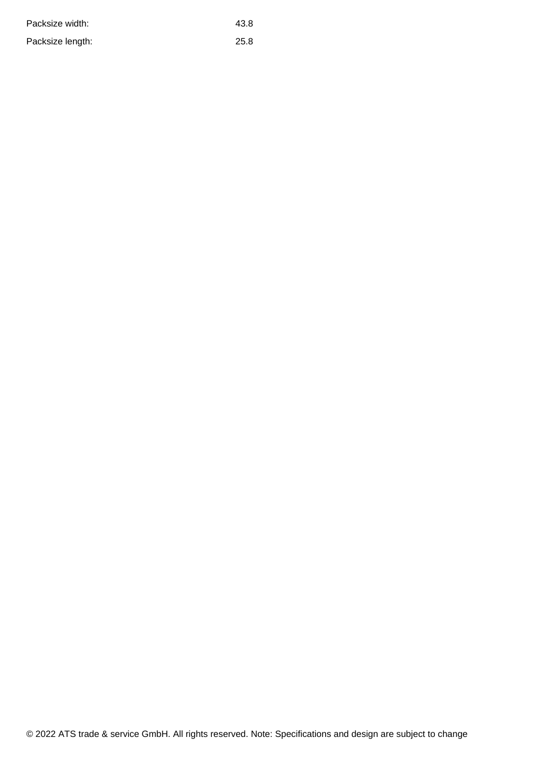| | |
|---|---|
| Packsize width: | 43.8 |
| Packsize length: | 25.8 |

© 2022 ATS trade & service GmbH. All rights reserved. Note: Specifications and design are subject to change